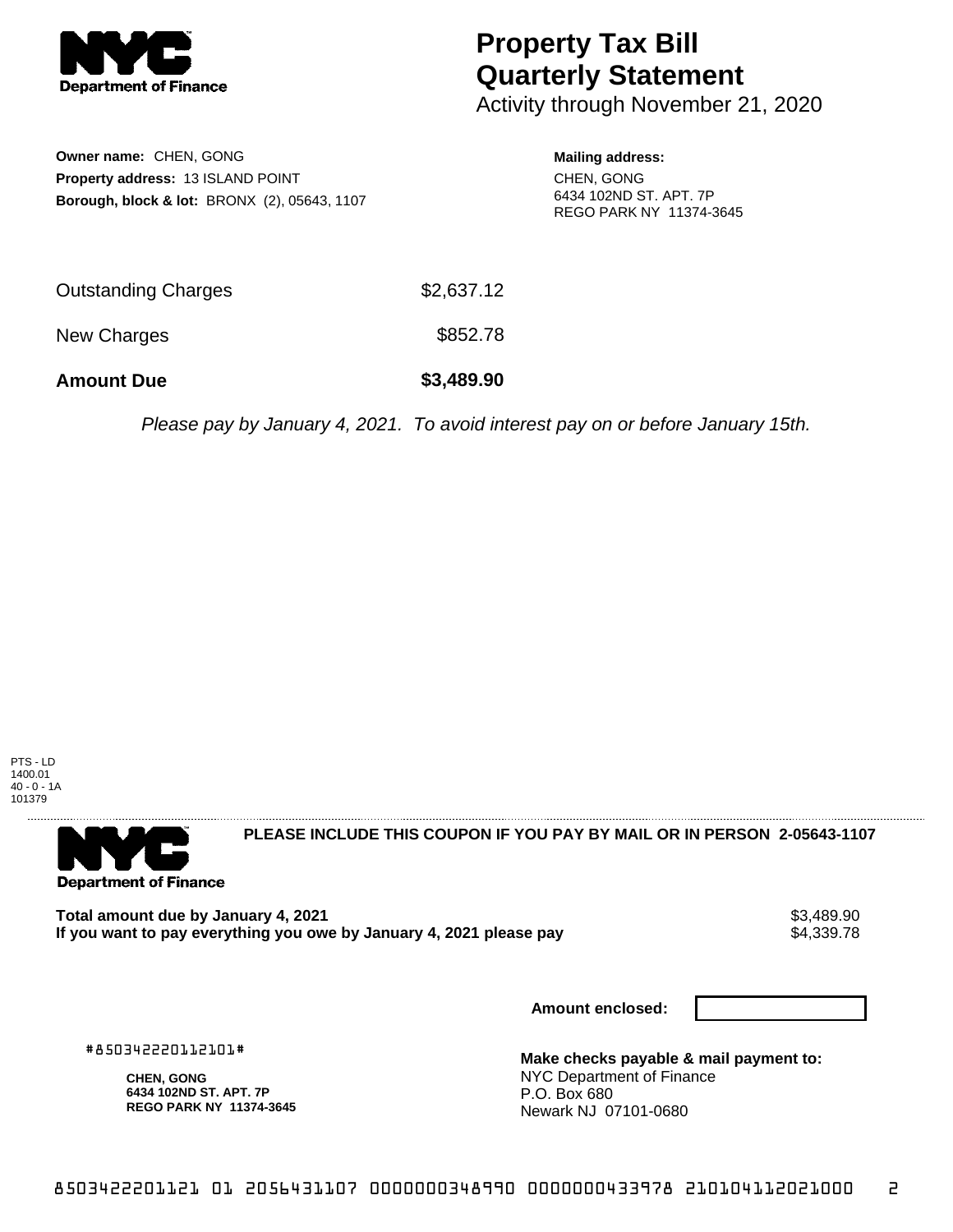**NYC Department of Finance**

# Property Tax Bill Quarterly Statement

Activity through November 21, 2020

**Owner name:** CHEN, GONG
**Property address:** 13 ISLAND POINT
**Borough, block & lot:** BRONX (2), 05643, 1107

**Mailing address:**
CHEN, GONG
6434 102ND ST. APT. 7P
REGO PARK NY 11374-3645

| | |
|---|---|
| Outstanding Charges | $2,637.12 |
| New Charges | $852.78 |
| **Amount Due** | **$3,489.90** |

*Please pay by January 4, 2021. To avoid interest pay on or before January 15th.*

PTS - LD
1400.01
40 - 0 - 1A
101379

---

**NYC Department of Finance**

**PLEASE INCLUDE THIS COUPON IF YOU PAY BY MAIL OR IN PERSON 2-05643-1107**

| | |
|---|---|
| **Total amount due by January 4, 2021** | $3,489.90 |
| **If you want to pay everything you owe by January 4, 2021 please pay** | $4,339.78 |

**Amount enclosed:**

#850342220112101#

**CHEN, GONG**
**6434 102ND ST. APT. 7P**
**REGO PARK NY 11374-3645**

**Make checks payable & mail payment to:**
NYC Department of Finance
P.O. Box 680
Newark NJ 07101-0680

8503422201121 01 2056431107 0000000348990 0000000433978 210104112021000 2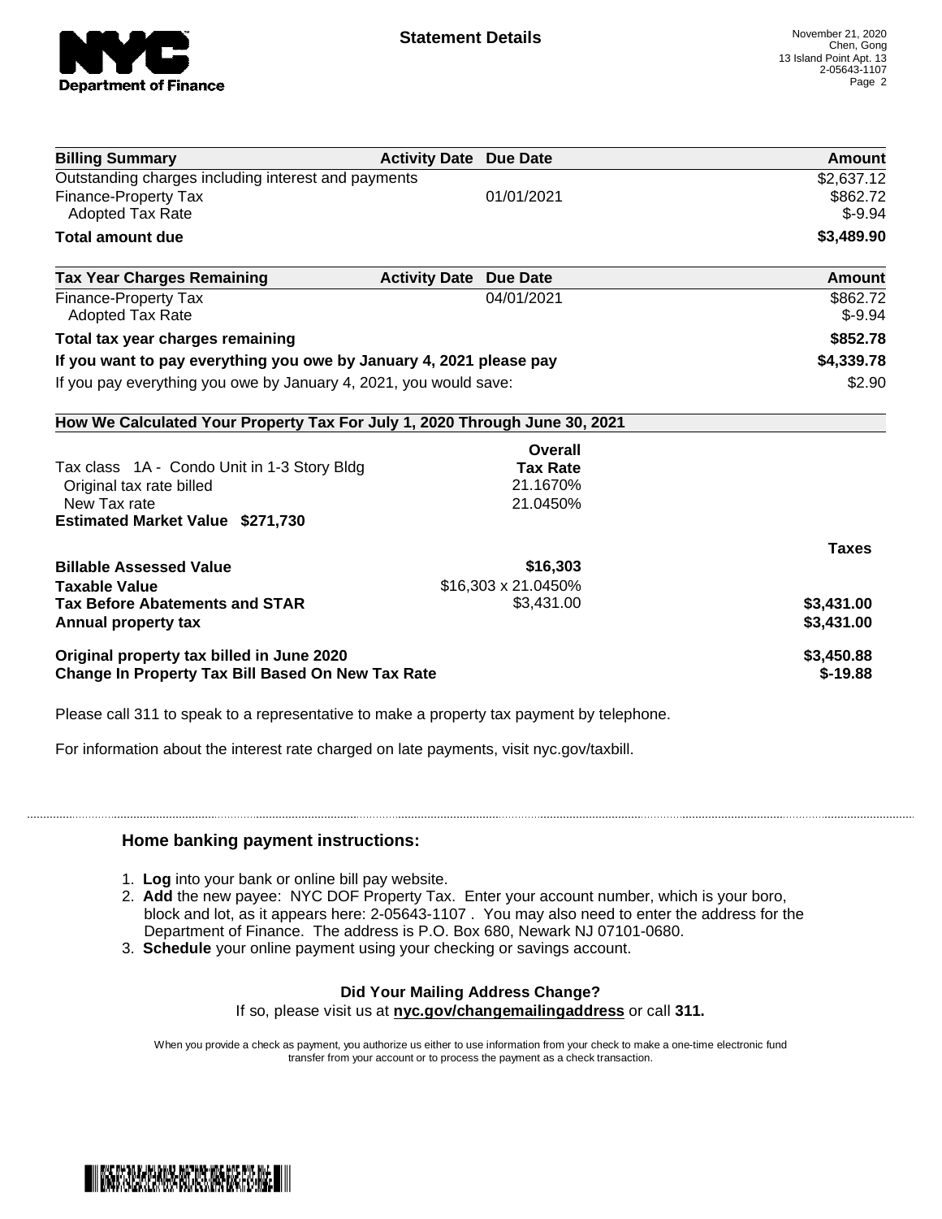**Statement Details**

November 21, 2020
Chen, Gong
13 Island Point Apt. 13
2-05643-1107

| Billing Summary | Activity Date | Due Date | Amount |
|---|---|---|---|
| Outstanding charges including interest and payments | | | $2,637.12 |
| Finance-Property Tax | | 01/01/2021 | $862.72 |
| Adopted Tax Rate | | | $-9.94 |
| **Total amount due** | | | **$3,489.90** |

| Tax Year Charges Remaining | Activity Date | Due Date | Amount |
|---|---|---|---|
| Finance-Property Tax | | 04/01/2021 | $862.72 |
| Adopted Tax Rate | | | $-9.94 |
| **Total tax year charges remaining** | | | **$852.78** |
| **If you want to pay everything you owe by January 4, 2021 please pay** | | | **$4,339.78** |
| If you pay everything you owe by January 4, 2021, you would save: | | | $2.90 |

**How We Calculated Your Property Tax For July 1, 2020 Through June 30, 2021**

| | Overall Tax Rate | |
|---|---|---|
| Tax class 1A - Condo Unit in 1-3 Story Bldg | | |
| Original tax rate billed | 21.1670% | |
| New Tax rate | 21.0450% | |
| **Estimated Market Value $271,730** | | |
| | | **Taxes** |
| **Billable Assessed Value** | **$16,303** | |
| **Taxable Value** | $16,303 x 21.0450% | |
| **Tax Before Abatements and STAR** | $3,431.00 | **$3,431.00** |
| **Annual property tax** | | **$3,431.00** |
| **Original property tax billed in June 2020** | | **$3,450.88** |
| **Change In Property Tax Bill Based On New Tax Rate** | | **$-19.88** |

Please call 311 to speak to a representative to make a property tax payment by telephone.

For information about the interest rate charged on late payments, visit nyc.gov/taxbill.

## Home banking payment instructions:

1. **Log** into your bank or online bill pay website.
2. **Add** the new payee: NYC DOF Property Tax. Enter your account number, which is your boro, block and lot, as it appears here: 2-05643-1107 . You may also need to enter the address for the Department of Finance. The address is P.O. Box 680, Newark NJ 07101-0680.
3. **Schedule** your online payment using your checking or savings account.

**Did Your Mailing Address Change?**

If so, please visit us at **nyc.gov/changemailingaddress** or call **311.**

When you provide a check as payment, you authorize us either to use information from your check to make a one-time electronic fund transfer from your account or to process the payment as a check transaction.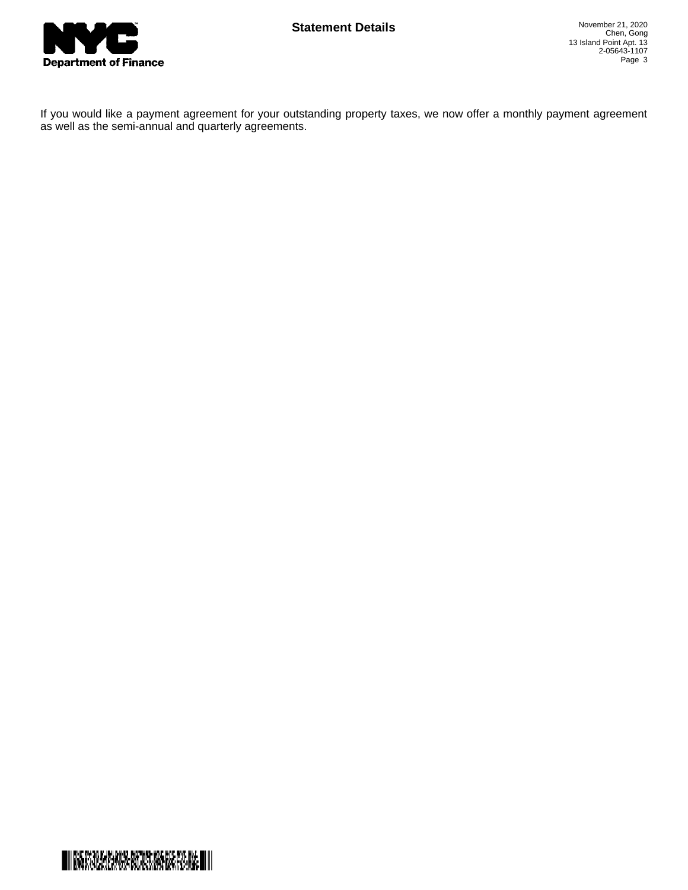If you would like a payment agreement for your outstanding property taxes, we now offer a monthly payment agreement as well as the semi-annual and quarterly agreements.